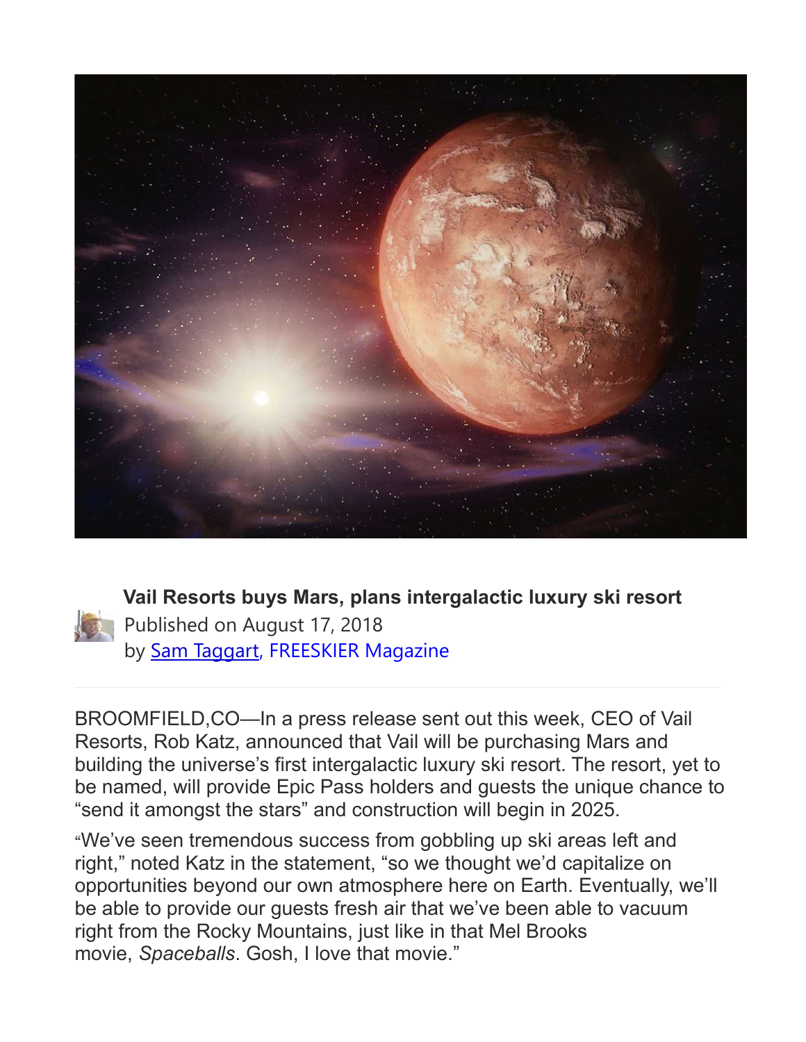**Vail Resorts buys Mars, plans intergalactic luxury ski resort**

Published on August 17, 2018

by Sam Taggart, FREESKIER Magazine

BROOMFIELD,CO—In a press release sent out this week, CEO of Vail Resorts, Rob Katz, announced that Vail will be purchasing Mars and building the universe's first intergalactic luxury ski resort. The resort, yet to be named, will provide Epic Pass holders and guests the unique chance to "send it amongst the stars" and construction will begin in 2025.

"We've seen tremendous success from gobbling up ski areas left and right," noted Katz in the statement, "so we thought we'd capitalize on opportunities beyond our own atmosphere here on Earth. Eventually, we'll be able to provide our guests fresh air that we've been able to vacuum right from the Rocky Mountains, just like in that Mel Brooks movie, *Spaceballs*. Gosh, I love that movie."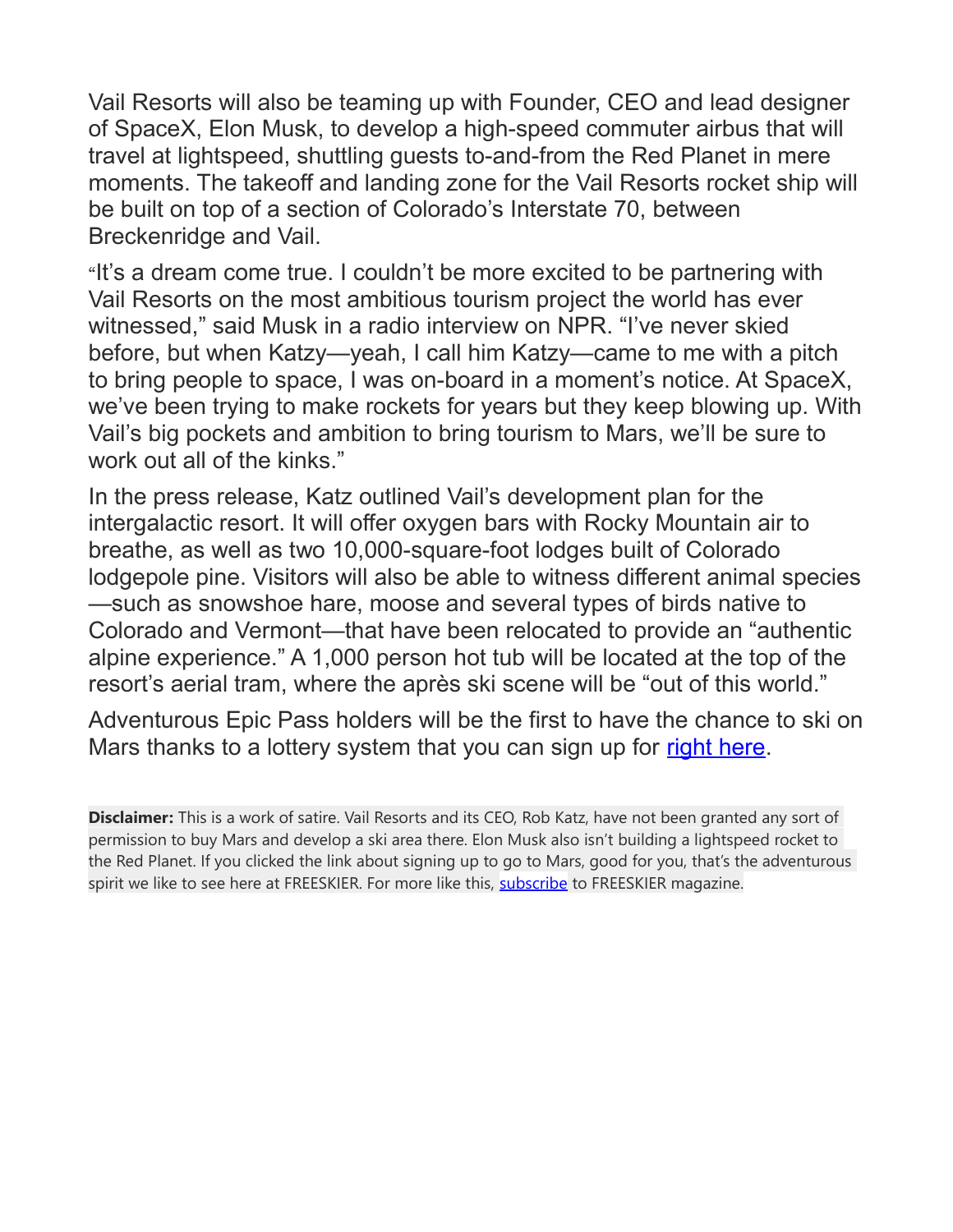Vail Resorts will also be teaming up with Founder, CEO and lead designer of SpaceX, Elon Musk, to develop a high-speed commuter airbus that will travel at lightspeed, shuttling guests to-and-from the Red Planet in mere moments. The takeoff and landing zone for the Vail Resorts rocket ship will be built on top of a section of Colorado's Interstate 70, between Breckenridge and Vail.

"It's a dream come true. I couldn't be more excited to be partnering with Vail Resorts on the most ambitious tourism project the world has ever witnessed," said Musk in a radio interview on NPR. "I've never skied before, but when Katzy—yeah, I call him Katzy—came to me with a pitch to bring people to space, I was on-board in a moment's notice. At SpaceX, we've been trying to make rockets for years but they keep blowing up. With Vail's big pockets and ambition to bring tourism to Mars, we'll be sure to work out all of the kinks."

In the press release, Katz outlined Vail's development plan for the intergalactic resort. It will offer oxygen bars with Rocky Mountain air to breathe, as well as two 10,000-square-foot lodges built of Colorado lodgepole pine. Visitors will also be able to witness different animal species—such as snowshoe hare, moose and several types of birds native to Colorado and Vermont—that have been relocated to provide an "authentic alpine experience." A 1,000 person hot tub will be located at the top of the resort's aerial tram, where the après ski scene will be "out of this world."

Adventurous Epic Pass holders will be the first to have the chance to ski on Mars thanks to a lottery system that you can sign up for [right here].

**Disclaimer:** This is a work of satire. Vail Resorts and its CEO, Rob Katz, have not been granted any sort of permission to buy Mars and develop a ski area there. Elon Musk also isn't building a lightspeed rocket to the Red Planet. If you clicked the link about signing up to go to Mars, good for you, that's the adventurous spirit we like to see here at FREESKIER. For more like this, [subscribe] to FREESKIER magazine.